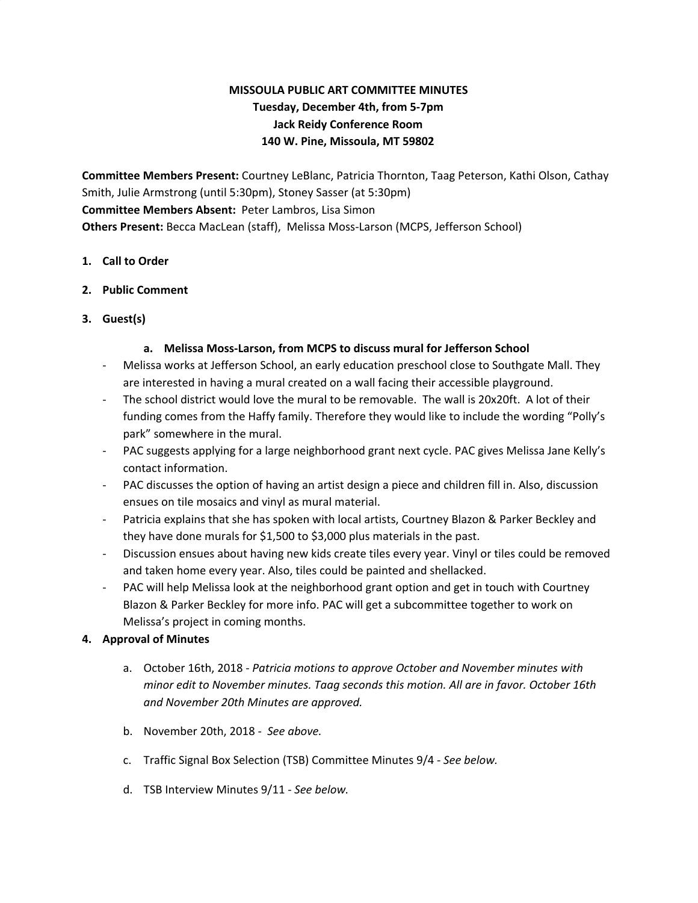# MISSOULA PUBLIC ART COMMITTEE MINUTES

**Tuesday, December 4th, from 5-7pm**
**Jack Reidy Conference Room**
**140 W. Pine, Missoula, MT 59802**

**Committee Members Present:** Courtney LeBlanc, Patricia Thornton, Taag Peterson, Kathi Olson, Cathay Smith, Julie Armstrong (until 5:30pm), Stoney Sasser (at 5:30pm)
**Committee Members Absent:** Peter Lambros, Lisa Simon
**Others Present:** Becca MacLean (staff), Melissa Moss-Larson (MCPS, Jefferson School)

1. **Call to Order**
2. **Public Comment**
3. **Guest(s)**

   a. **Melissa Moss-Larson, from MCPS to discuss mural for Jefferson School**

- Melissa works at Jefferson School, an early education preschool close to Southgate Mall. They are interested in having a mural created on a wall facing their accessible playground.
- The school district would love the mural to be removable. The wall is 20x20ft. A lot of their funding comes from the Haffy family. Therefore they would like to include the wording "Polly's park" somewhere in the mural.
- PAC suggests applying for a large neighborhood grant next cycle. PAC gives Melissa Jane Kelly's contact information.
- PAC discusses the option of having an artist design a piece and children fill in. Also, discussion ensues on tile mosaics and vinyl as mural material.
- Patricia explains that she has spoken with local artists, Courtney Blazon & Parker Beckley and they have done murals for $1,500 to $3,000 plus materials in the past.
- Discussion ensues about having new kids create tiles every year. Vinyl or tiles could be removed and taken home every year. Also, tiles could be painted and shellacked.
- PAC will help Melissa look at the neighborhood grant option and get in touch with Courtney Blazon & Parker Beckley for more info. PAC will get a subcommittee together to work on Melissa's project in coming months.

4. **Approval of Minutes**

   a. October 16th, 2018 - *Patricia motions to approve October and November minutes with minor edit to November minutes. Taag seconds this motion. All are in favor. October 16th and November 20th Minutes are approved.*

   b. November 20th, 2018 - *See above.*

   c. Traffic Signal Box Selection (TSB) Committee Minutes 9/4 - *See below.*

   d. TSB Interview Minutes 9/11 - *See below.*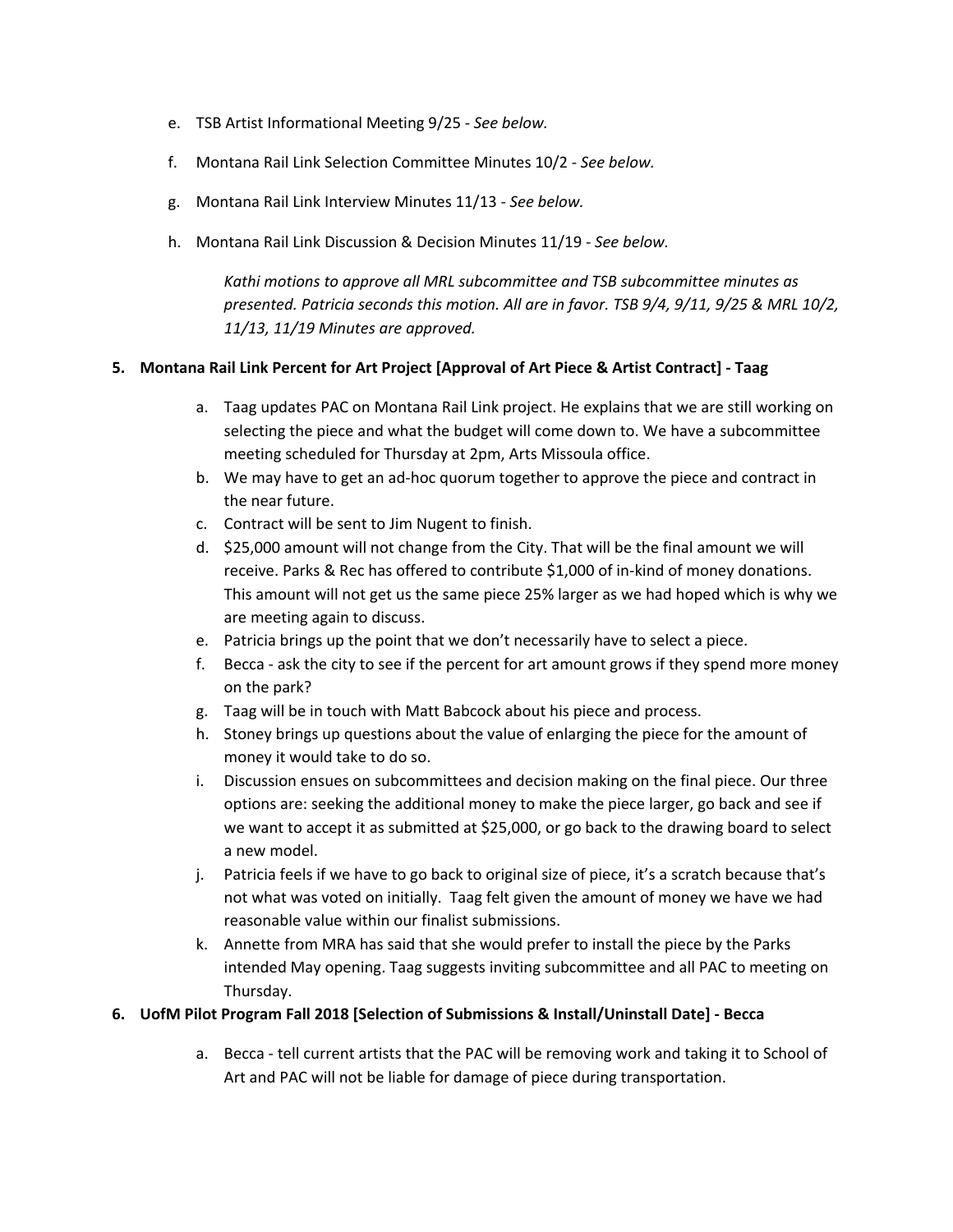e. TSB Artist Informational Meeting 9/25 - *See below.*

f. Montana Rail Link Selection Committee Minutes 10/2 - *See below.*

g. Montana Rail Link Interview Minutes 11/13 - *See below.*

h. Montana Rail Link Discussion & Decision Minutes 11/19 - *See below.*

*Kathi motions to approve all MRL subcommittee and TSB subcommittee minutes as presented. Patricia seconds this motion. All are in favor. TSB 9/4, 9/11, 9/25 & MRL 10/2, 11/13, 11/19 Minutes are approved.*

**5. Montana Rail Link Percent for Art Project [Approval of Art Piece & Artist Contract] - Taag**

a. Taag updates PAC on Montana Rail Link project. He explains that we are still working on selecting the piece and what the budget will come down to. We have a subcommittee meeting scheduled for Thursday at 2pm, Arts Missoula office.
b. We may have to get an ad-hoc quorum together to approve the piece and contract in the near future.
c. Contract will be sent to Jim Nugent to finish.
d. $25,000 amount will not change from the City. That will be the final amount we will receive. Parks & Rec has offered to contribute $1,000 of in-kind of money donations. This amount will not get us the same piece 25% larger as we had hoped which is why we are meeting again to discuss.
e. Patricia brings up the point that we don't necessarily have to select a piece.
f. Becca - ask the city to see if the percent for art amount grows if they spend more money on the park?
g. Taag will be in touch with Matt Babcock about his piece and process.
h. Stoney brings up questions about the value of enlarging the piece for the amount of money it would take to do so.
i. Discussion ensues on subcommittees and decision making on the final piece. Our three options are: seeking the additional money to make the piece larger, go back and see if we want to accept it as submitted at $25,000, or go back to the drawing board to select a new model.
j. Patricia feels if we have to go back to original size of piece, it's a scratch because that's not what was voted on initially. Taag felt given the amount of money we have we had reasonable value within our finalist submissions.
k. Annette from MRA has said that she would prefer to install the piece by the Parks intended May opening. Taag suggests inviting subcommittee and all PAC to meeting on Thursday.

**6. UofM Pilot Program Fall 2018 [Selection of Submissions & Install/Uninstall Date] - Becca**

a. Becca - tell current artists that the PAC will be removing work and taking it to School of Art and PAC will not be liable for damage of piece during transportation.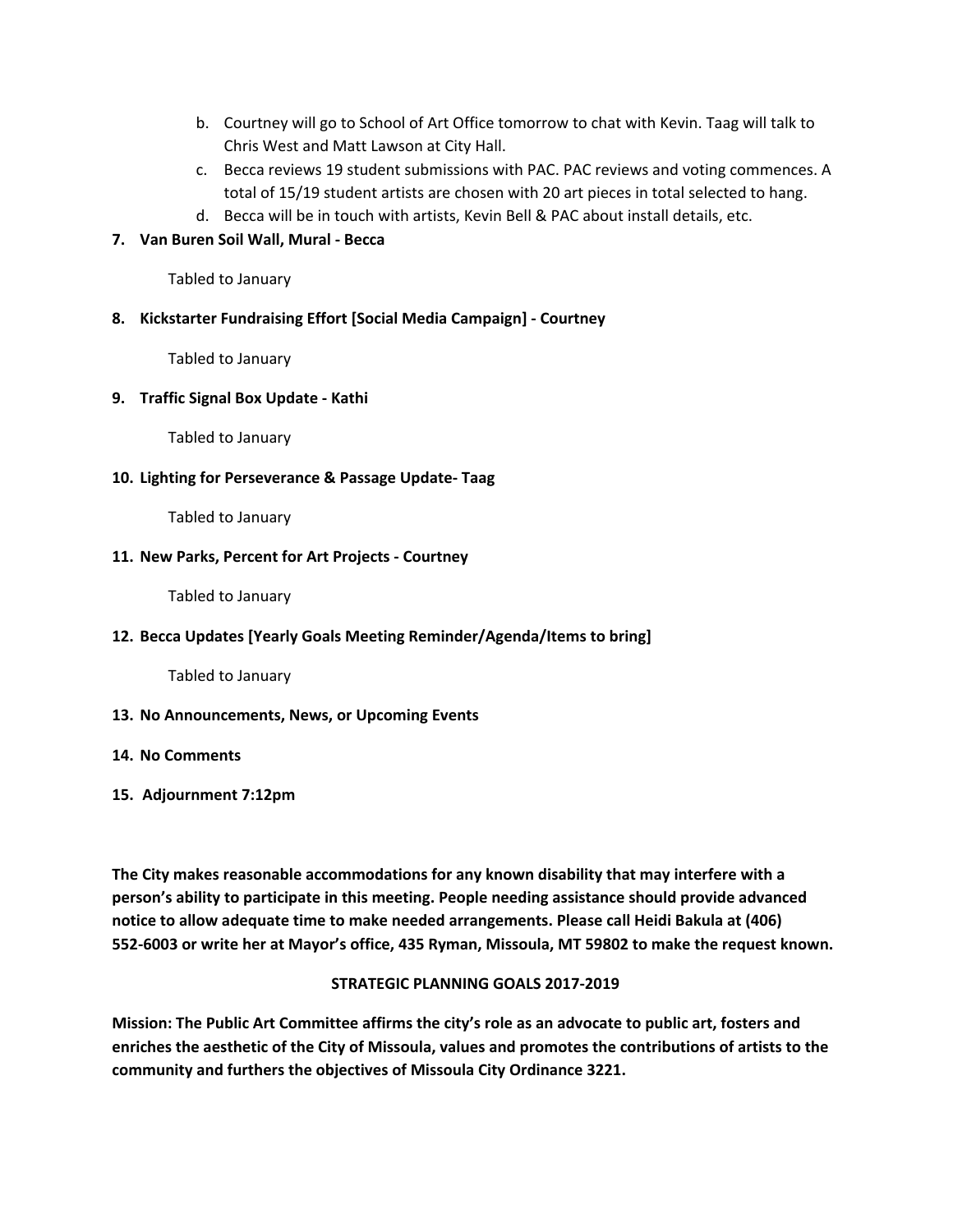b. Courtney will go to School of Art Office tomorrow to chat with Kevin. Taag will talk to Chris West and Matt Lawson at City Hall.
c. Becca reviews 19 student submissions with PAC. PAC reviews and voting commences. A total of 15/19 student artists are chosen with 20 art pieces in total selected to hang.
d. Becca will be in touch with artists, Kevin Bell & PAC about install details, etc.

**7. Van Buren Soil Wall, Mural - Becca**

Tabled to January

**8. Kickstarter Fundraising Effort [Social Media Campaign] - Courtney**

Tabled to January

**9. Traffic Signal Box Update - Kathi**

Tabled to January

**10. Lighting for Perseverance & Passage Update- Taag**

Tabled to January

**11. New Parks, Percent for Art Projects - Courtney**

Tabled to January

**12. Becca Updates [Yearly Goals Meeting Reminder/Agenda/Items to bring]**

Tabled to January

**13. No Announcements, News, or Upcoming Events**

**14. No Comments**

**15. Adjournment 7:12pm**

**The City makes reasonable accommodations for any known disability that may interfere with a person's ability to participate in this meeting. People needing assistance should provide advanced notice to allow adequate time to make needed arrangements. Please call Heidi Bakula at (406) 552-6003 or write her at Mayor's office, 435 Ryman, Missoula, MT 59802 to make the request known.**

**STRATEGIC PLANNING GOALS 2017-2019**

**Mission: The Public Art Committee affirms the city's role as an advocate to public art, fosters and enriches the aesthetic of the City of Missoula, values and promotes the contributions of artists to the community and furthers the objectives of Missoula City Ordinance 3221.**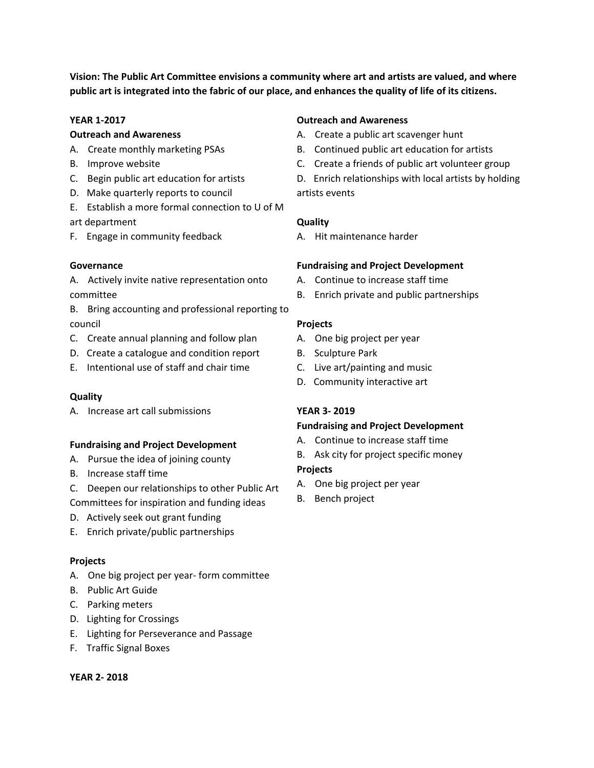**Vision: The Public Art Committee envisions a community where art and artists are valued, and where public art is integrated into the fabric of our place, and enhances the quality of life of its citizens.**

**YEAR 1-2017**

**Outreach and Awareness**

A. Create monthly marketing PSAs
B. Improve website
C. Begin public art education for artists
D. Make quarterly reports to council
E. Establish a more formal connection to U of M art department
F. Engage in community feedback

**Governance**

A. Actively invite native representation onto committee
B. Bring accounting and professional reporting to council
C. Create annual planning and follow plan
D. Create a catalogue and condition report
E. Intentional use of staff and chair time

**Quality**

A. Increase art call submissions

**Fundraising and Project Development**

A. Pursue the idea of joining county
B. Increase staff time
C. Deepen our relationships to other Public Art Committees for inspiration and funding ideas
D. Actively seek out grant funding
E. Enrich private/public partnerships

**Projects**

A. One big project per year- form committee
B. Public Art Guide
C. Parking meters
D. Lighting for Crossings
E. Lighting for Perseverance and Passage
F. Traffic Signal Boxes

**YEAR 2- 2018**

**Outreach and Awareness**

A. Create a public art scavenger hunt
B. Continued public art education for artists
C. Create a friends of public art volunteer group
D. Enrich relationships with local artists by holding artists events

**Quality**

A. Hit maintenance harder

**Fundraising and Project Development**

A. Continue to increase staff time
B. Enrich private and public partnerships

**Projects**

A. One big project per year
B. Sculpture Park
C. Live art/painting and music
D. Community interactive art

**YEAR 3- 2019**

**Fundraising and Project Development**

A. Continue to increase staff time
B. Ask city for project specific money

**Projects**

A. One big project per year
B. Bench project